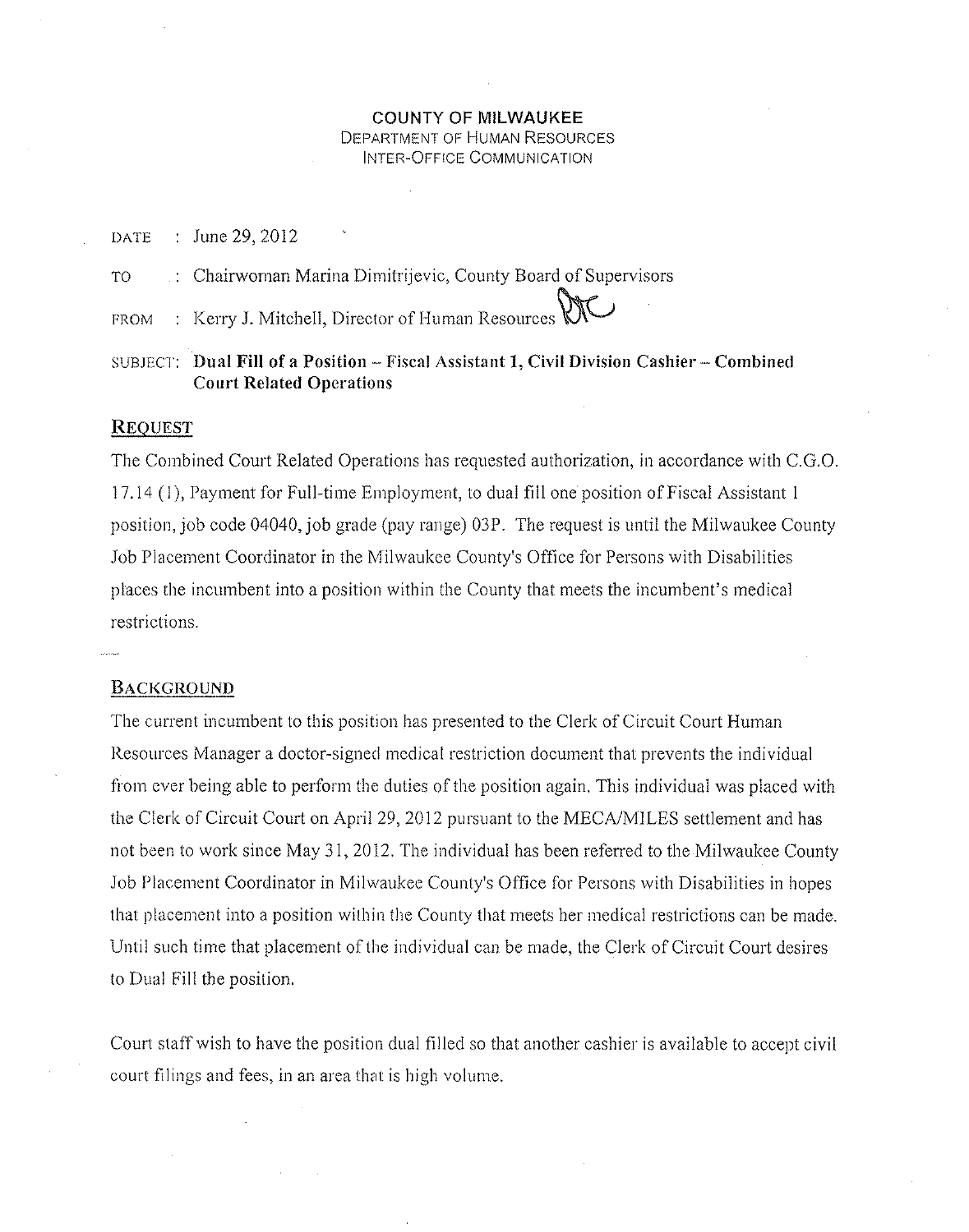**COUNTY OF MILWAUKEE**
DEPARTMENT OF HUMAN RESOURCES
INTER-OFFICE COMMUNICATION

DATE : June 29, 2012

TO : Chairwoman Marina Dimitrijevic, County Board of Supervisors

FROM : Kerry J. Mitchell, Director of Human Resources

SUBJECT: **Dual Fill of a Position – Fiscal Assistant 1, Civil Division Cashier – Combined Court Related Operations**

## REQUEST

The Combined Court Related Operations has requested authorization, in accordance with C.G.O. 17.14 (1), Payment for Full-time Employment, to dual fill one position of Fiscal Assistant 1 position, job code 04040, job grade (pay range) 03P. The request is until the Milwaukee County Job Placement Coordinator in the Milwaukee County's Office for Persons with Disabilities places the incumbent into a position within the County that meets the incumbent's medical restrictions.

## BACKGROUND

The current incumbent to this position has presented to the Clerk of Circuit Court Human Resources Manager a doctor-signed medical restriction document that prevents the individual from ever being able to perform the duties of the position again. This individual was placed with the Clerk of Circuit Court on April 29, 2012 pursuant to the MECA/MILES settlement and has not been to work since May 31, 2012. The individual has been referred to the Milwaukee County Job Placement Coordinator in Milwaukee County's Office for Persons with Disabilities in hopes that placement into a position within the County that meets her medical restrictions can be made. Until such time that placement of the individual can be made, the Clerk of Circuit Court desires to Dual Fill the position.

Court staff wish to have the position dual filled so that another cashier is available to accept civil court filings and fees, in an area that is high volume.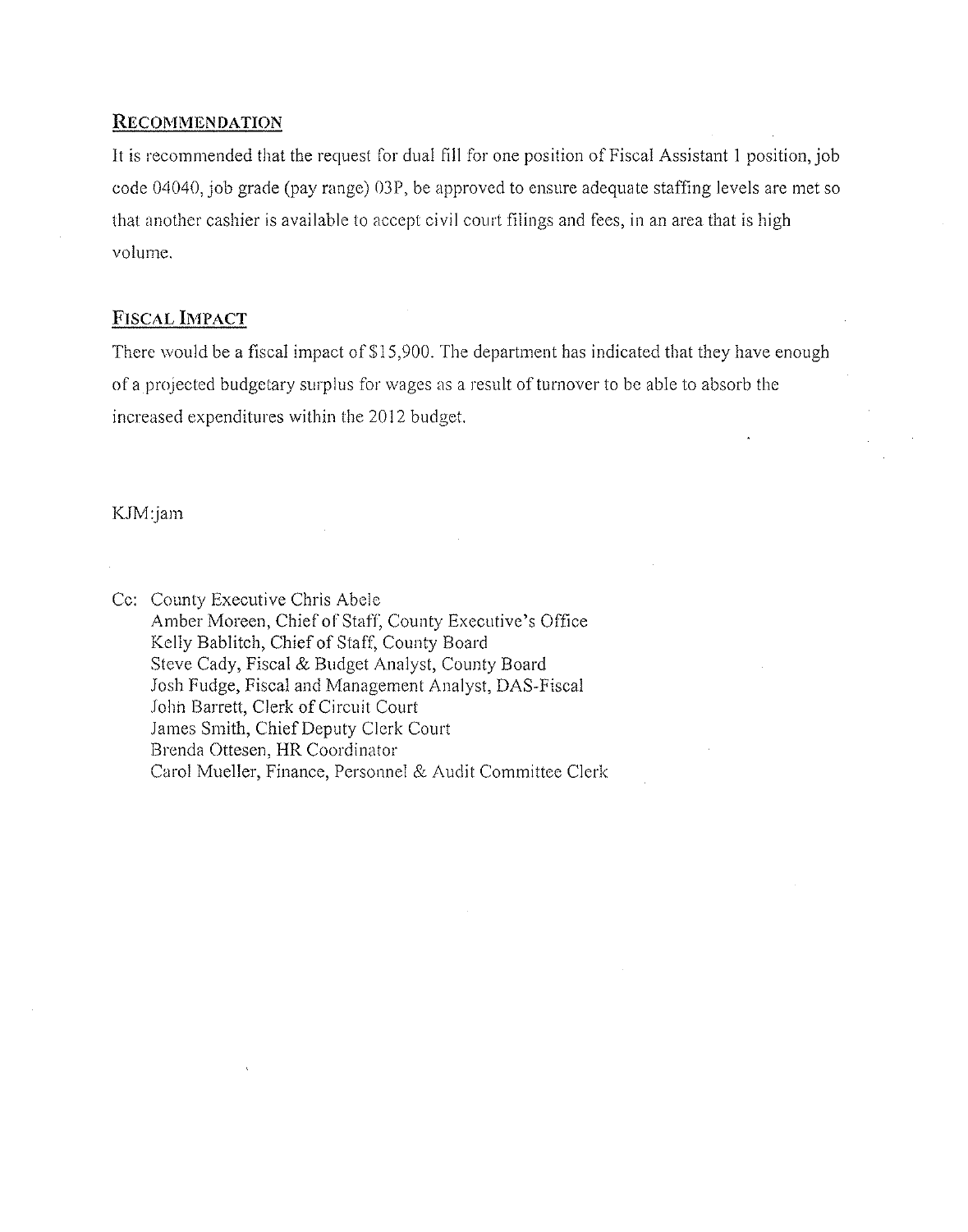## Recommendation

It is recommended that the request for dual fill for one position of Fiscal Assistant 1 position, job code 04040, job grade (pay range) 03P, be approved to ensure adequate staffing levels are met so that another cashier is available to accept civil court filings and fees, in an area that is high volume.

## Fiscal Impact

There would be a fiscal impact of $15,900. The department has indicated that they have enough of a projected budgetary surplus for wages as a result of turnover to be able to absorb the increased expenditures within the 2012 budget.

KJM:jam

Cc: County Executive Chris Abele
Amber Moreen, Chief of Staff, County Executive's Office
Kelly Bablitch, Chief of Staff, County Board
Steve Cady, Fiscal & Budget Analyst, County Board
Josh Fudge, Fiscal and Management Analyst, DAS-Fiscal
John Barrett, Clerk of Circuit Court
James Smith, Chief Deputy Clerk Court
Brenda Ottesen, HR Coordinator
Carol Mueller, Finance, Personnel & Audit Committee Clerk